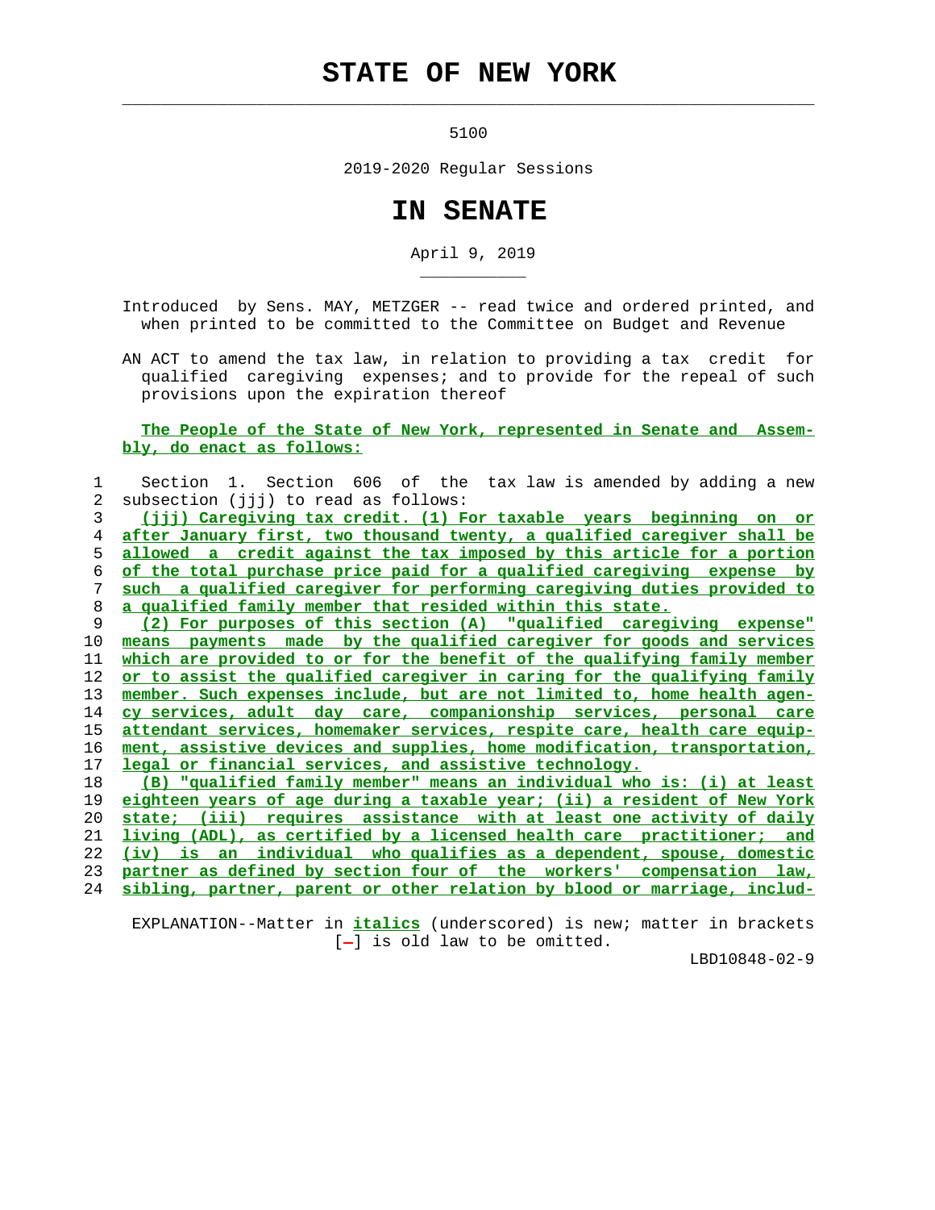# STATE OF NEW YORK

5100

2019-2020 Regular Sessions

# IN SENATE

April 9, 2019

Introduced by Sens. MAY, METZGER -- read twice and ordered printed, and when printed to be committed to the Committee on Budget and Revenue

AN ACT to amend the tax law, in relation to providing a tax credit for qualified caregiving expenses; and to provide for the repeal of such provisions upon the expiration thereof

**The People of the State of New York, represented in Senate and Assembly, do enact as follows:**

1 Section 1. Section 606 of the tax law is amended by adding a new
2 subsection (jjj) to read as follows:
3 *(jjj) Caregiving tax credit. (1) For taxable years beginning on or*
4 *after January first, two thousand twenty, a qualified caregiver shall be*
5 *allowed a credit against the tax imposed by this article for a portion*
6 *of the total purchase price paid for a qualified caregiving expense by*
7 *such a qualified caregiver for performing caregiving duties provided to*
8 *a qualified family member that resided within this state.*
9 *(2) For purposes of this section (A) "qualified caregiving expense"*
10 *means payments made by the qualified caregiver for goods and services*
11 *which are provided to or for the benefit of the qualifying family member*
12 *or to assist the qualified caregiver in caring for the qualifying family*
13 *member. Such expenses include, but are not limited to, home health agen-*
14 *cy services, adult day care, companionship services, personal care*
15 *attendant services, homemaker services, respite care, health care equip-*
16 *ment, assistive devices and supplies, home modification, transportation,*
17 *legal or financial services, and assistive technology.*
18 *(B) "qualified family member" means an individual who is: (i) at least*
19 *eighteen years of age during a taxable year; (ii) a resident of New York*
20 *state; (iii) requires assistance with at least one activity of daily*
21 *living (ADL), as certified by a licensed health care practitioner; and*
22 *(iv) is an individual who qualifies as a dependent, spouse, domestic*
23 *partner as defined by section four of the workers' compensation law,*
24 *sibling, partner, parent or other relation by blood or marriage, includ-*

EXPLANATION--Matter in *italics* (underscored) is new; matter in brackets [-] is old law to be omitted.

LBD10848-02-9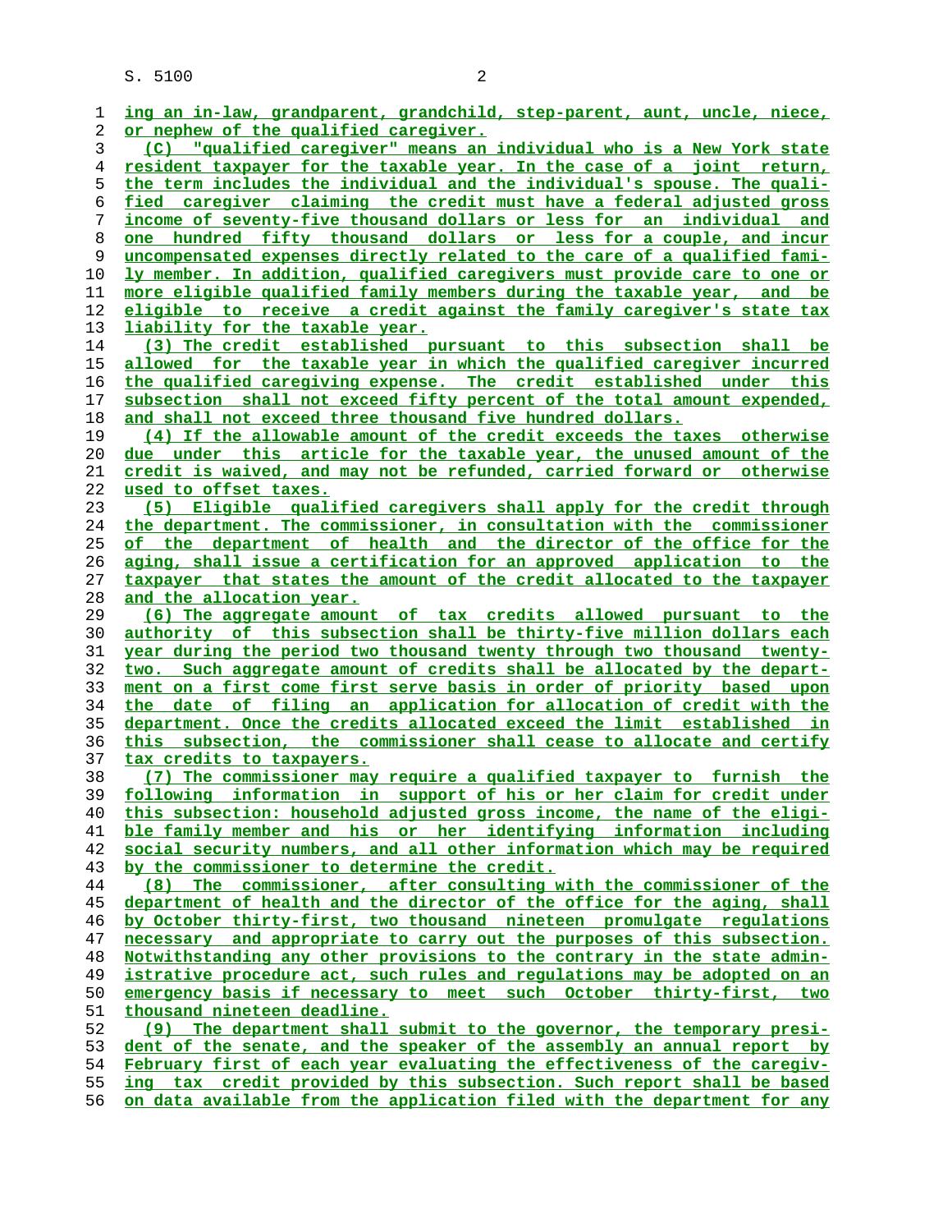ing an in-law, grandparent, grandchild, step-parent, aunt, uncle, niece, or nephew of the qualified caregiver.

(C) "qualified caregiver" means an individual who is a New York state resident taxpayer for the taxable year. In the case of a joint return, the term includes the individual and the individual's spouse. The qualified caregiver claiming the credit must have a federal adjusted gross income of seventy-five thousand dollars or less for an individual and one hundred fifty thousand dollars or less for a couple, and incur uncompensated expenses directly related to the care of a qualified family member. In addition, qualified caregivers must provide care to one or more eligible qualified family members during the taxable year, and be eligible to receive a credit against the family caregiver's state tax liability for the taxable year.

(3) The credit established pursuant to this subsection shall be allowed for the taxable year in which the qualified caregiver incurred the qualified caregiving expense. The credit established under this subsection shall not exceed fifty percent of the total amount expended, and shall not exceed three thousand five hundred dollars.

(4) If the allowable amount of the credit exceeds the taxes otherwise due under this article for the taxable year, the unused amount of the credit is waived, and may not be refunded, carried forward or otherwise used to offset taxes.

(5) Eligible qualified caregivers shall apply for the credit through the department. The commissioner, in consultation with the commissioner of the department of health and the director of the office for the aging, shall issue a certification for an approved application to the taxpayer that states the amount of the credit allocated to the taxpayer and the allocation year.

(6) The aggregate amount of tax credits allowed pursuant to the authority of this subsection shall be thirty-five million dollars each year during the period two thousand twenty through two thousand twenty-two. Such aggregate amount of credits shall be allocated by the department on a first come first serve basis in order of priority based upon the date of filing an application for allocation of credit with the department. Once the credits allocated exceed the limit established in this subsection, the commissioner shall cease to allocate and certify tax credits to taxpayers.

(7) The commissioner may require a qualified taxpayer to furnish the following information in support of his or her claim for credit under this subsection: household adjusted gross income, the name of the eligible family member and his or her identifying information including social security numbers, and all other information which may be required by the commissioner to determine the credit.

(8) The commissioner, after consulting with the commissioner of the department of health and the director of the office for the aging, shall by October thirty-first, two thousand nineteen promulgate regulations necessary and appropriate to carry out the purposes of this subsection. Notwithstanding any other provisions to the contrary in the state administrative procedure act, such rules and regulations may be adopted on an emergency basis if necessary to meet such October thirty-first, two thousand nineteen deadline.

(9) The department shall submit to the governor, the temporary president of the senate, and the speaker of the assembly an annual report by February first of each year evaluating the effectiveness of the caregiving tax credit provided by this subsection. Such report shall be based on data available from the application filed with the department for any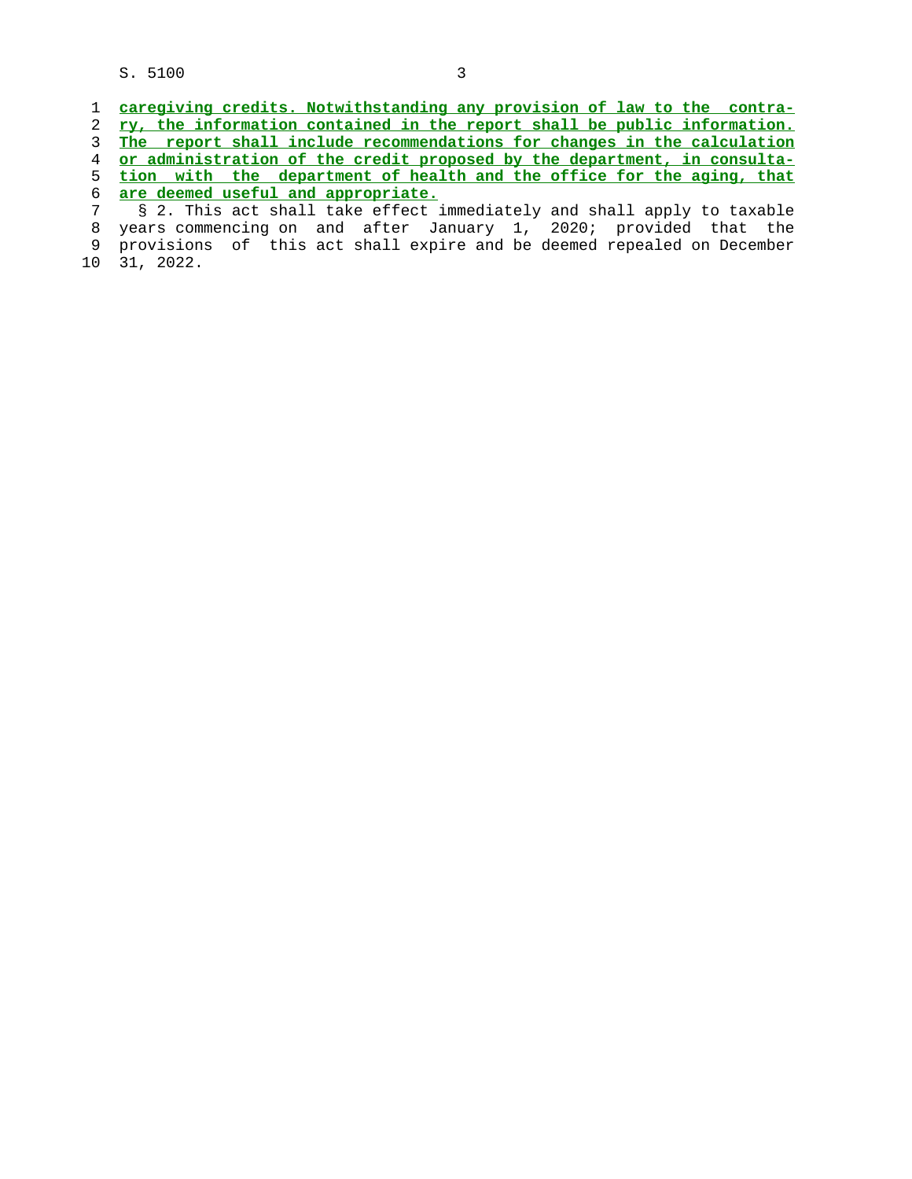caregiving credits. Notwithstanding any provision of law to the contrary, the information contained in the report shall be public information. The report shall include recommendations for changes in the calculation or administration of the credit proposed by the department, in consultation with the department of health and the office for the aging, that are deemed useful and appropriate.

§ 2. This act shall take effect immediately and shall apply to taxable years commencing on and after January 1, 2020; provided that the provisions of this act shall expire and be deemed repealed on December 31, 2022.